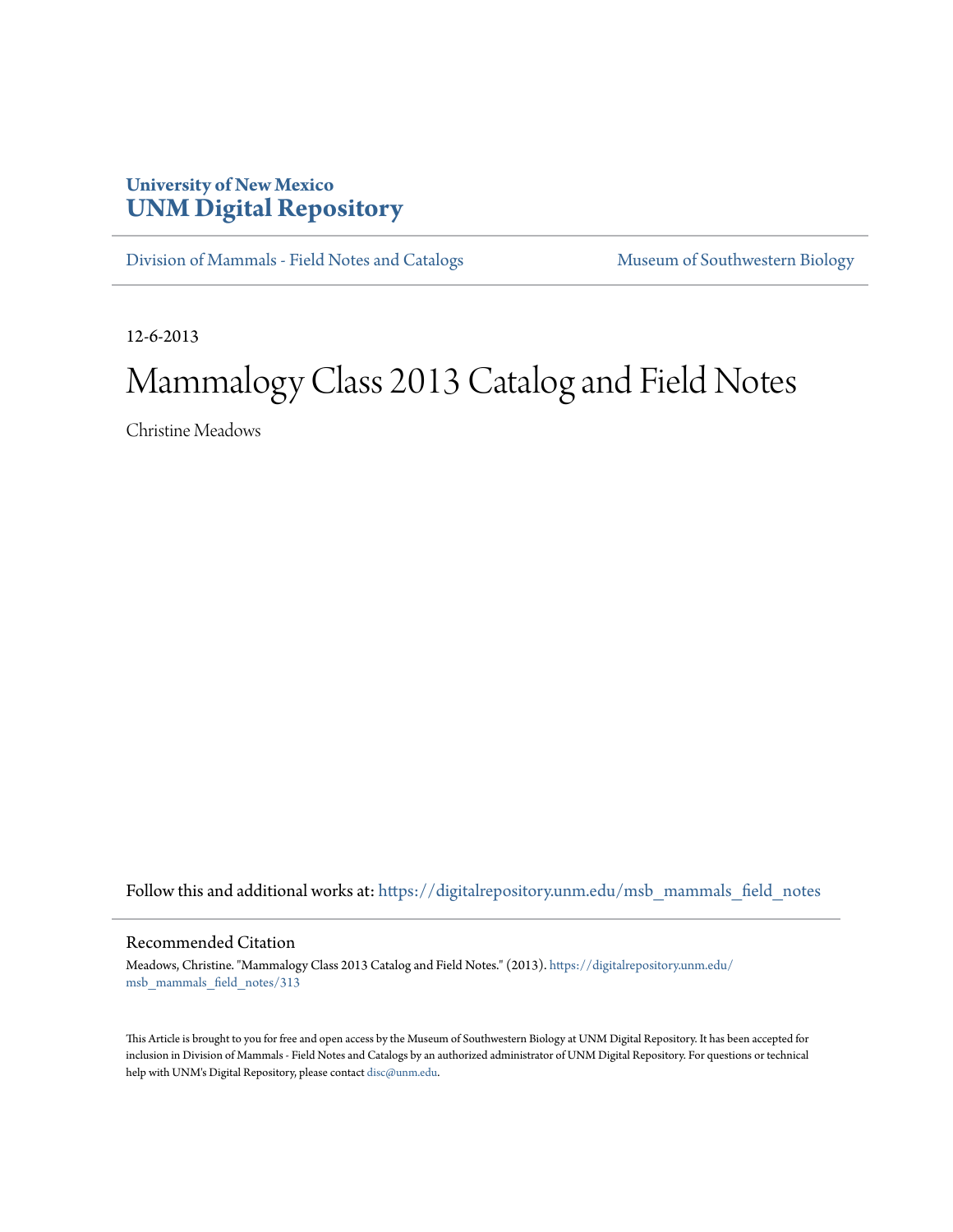# University of New Mexico
# UNM Digital Repository

Division of Mammals - Field Notes and Catalogs | Museum of Southwestern Biology

12-6-2013

# Mammalogy Class 2013 Catalog and Field Notes

Christine Meadows

Follow this and additional works at: https://digitalrepository.unm.edu/msb_mammals_field_notes

## Recommended Citation

Meadows, Christine. "Mammalogy Class 2013 Catalog and Field Notes." (2013). https://digitalrepository.unm.edu/msb_mammals_field_notes/313

This Article is brought to you for free and open access by the Museum of Southwestern Biology at UNM Digital Repository. It has been accepted for inclusion in Division of Mammals - Field Notes and Catalogs by an authorized administrator of UNM Digital Repository. For questions or technical help with UNM's Digital Repository, please contact disc@unm.edu.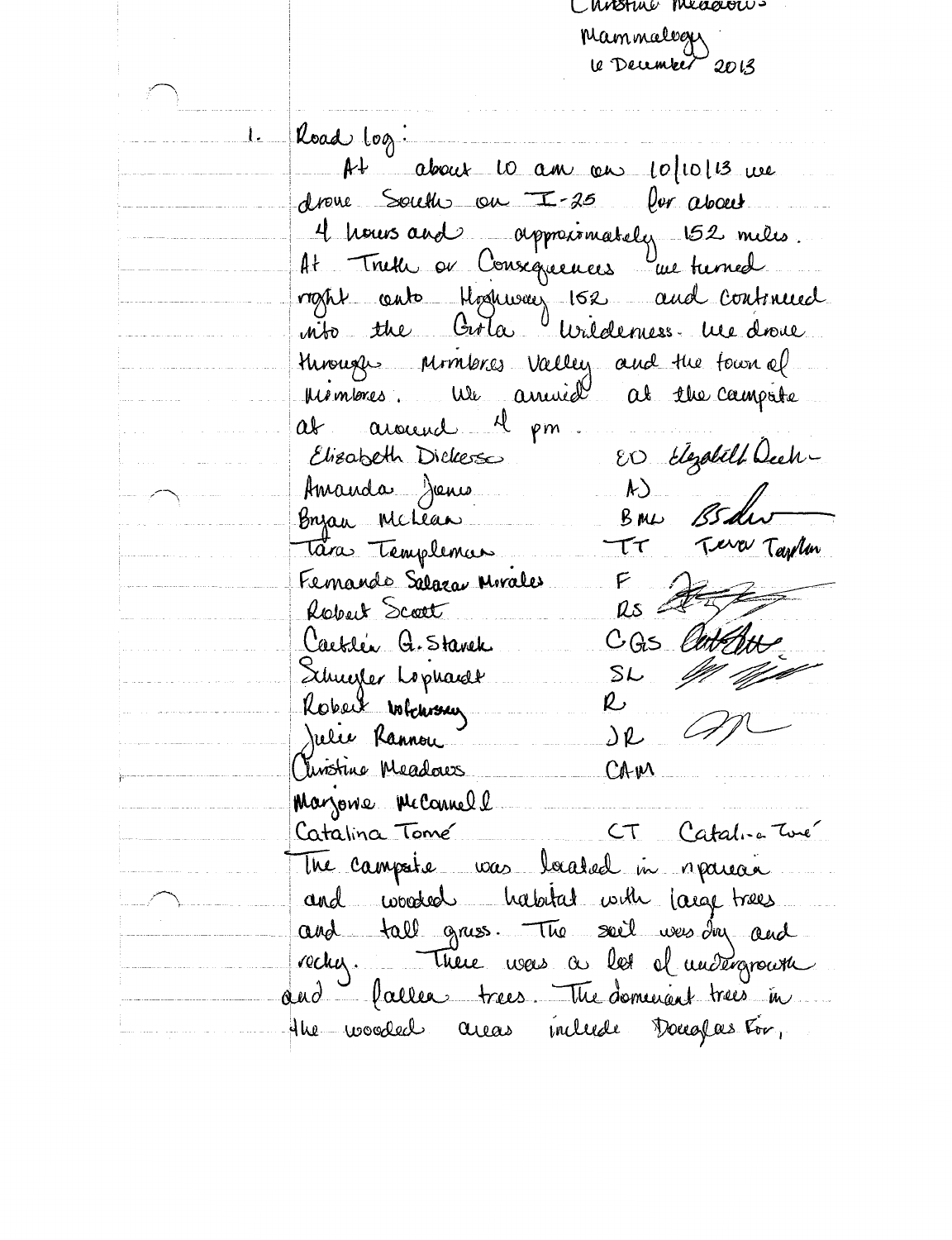Christine Meadows
Mammalogy
6 December 2013

1. Road log:

At about 10 am on 10/10/13 we drove South on I-25 for about 4 hours and approximately 152 miles. At Truth or Consequences we turned right onto Highway 152 and continued into the Gila Wilderness. We drove through Mimbres Valley and the town of Mimbres. We arrived at the campsite at around 4 pm.

| Name | Initials | Signature |
|---|---|---|
| Elizabeth Dickerso | ED | Elizabeth Dick- |
| Amanda Jones | AJ | |
| Bryan McLean | BML | BSM |
| Tara Templeman | TT | Tara Taylor |
| Fernando Salazar Morales | F | |
| Robert Scott | RS | |
| Caitlin G. Stanek | CGS | |
| Schuyler Lophardt | SL | |
| Robert Wolchesney | R | |
| Julie Rannou | JR | |
| Christine Meadows | CAM | |
| Marjorie McConnell | | |
| Catalina Tomé | CT | Catalina Tomé |

The campsite was located in riparian and wooded habitat with large trees and tall grass. The soil was dry and rocky. There was a lot of undergrowth and fallen trees. The dominant trees in the wooded areas include Douglas Fir,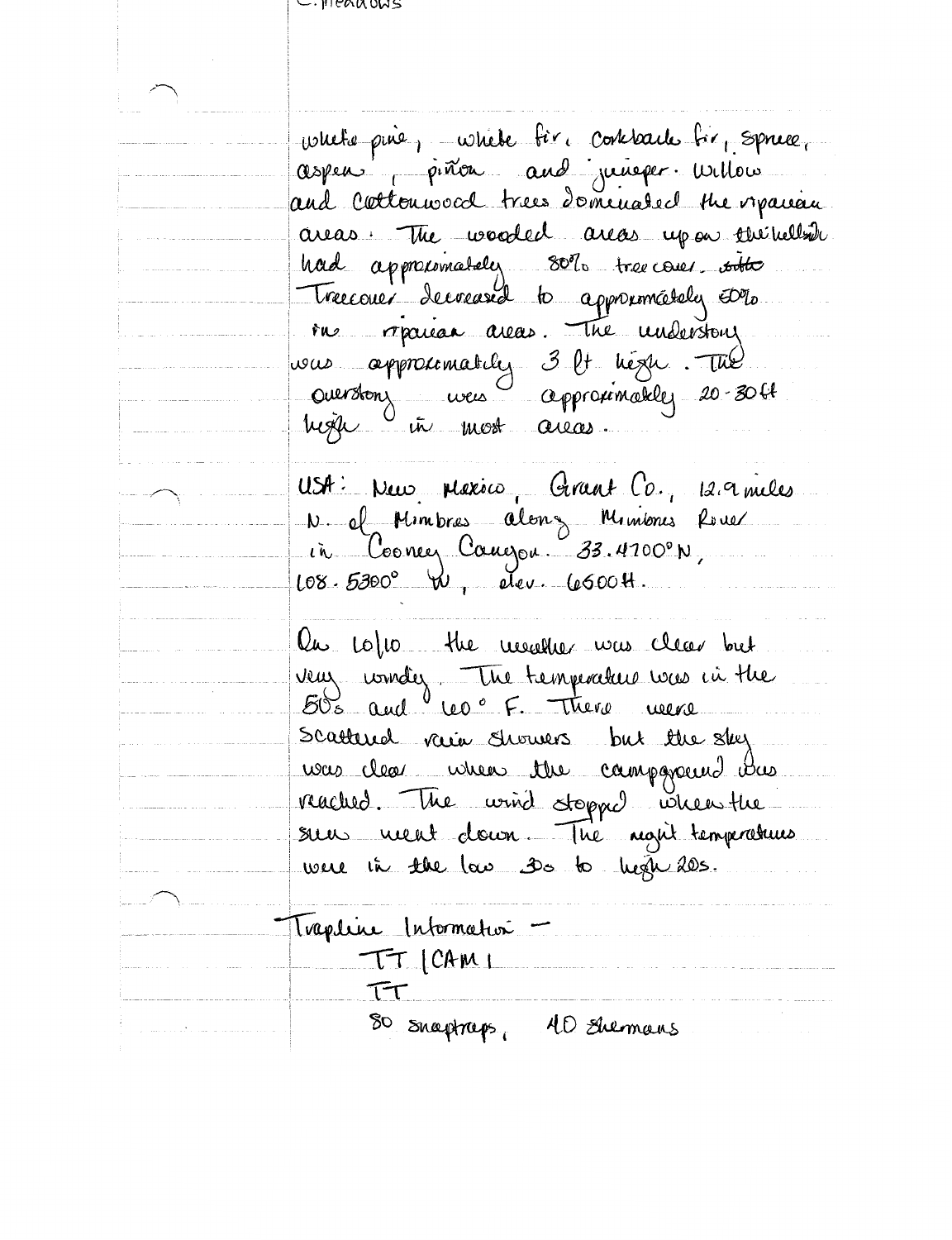white pine, white fir, corkbark fir, spruce, aspen, piñon and juniper. Willow and cottonwood trees dominated the riparian areas. The wooded areas up on the hillside had approximately 80% tree cover. ~~With~~ Treecover decreased to approximately 50% in riparian areas. The understory was approximately 3 ft high. The overstory was approximately 20-30 ft high in most areas.

USA: New Mexico, Grant Co., 12.9 miles N. of Mimbres along Mimbres River in Cooney Canyon. 33.4700°N, 108.5300° W, elev. 6500 ft.

On 10/10 the weather was clear but very windy. The temperature was in the 50s and 60° F. There were scattered rain showers but the sky was clear when the campground was reached. The wind stopped when the sun went down. The night temperatures were in the low 30s to high 20s.

Trapline Information –

TT | CAM 1

TT

80 snaptraps, 40 Shermans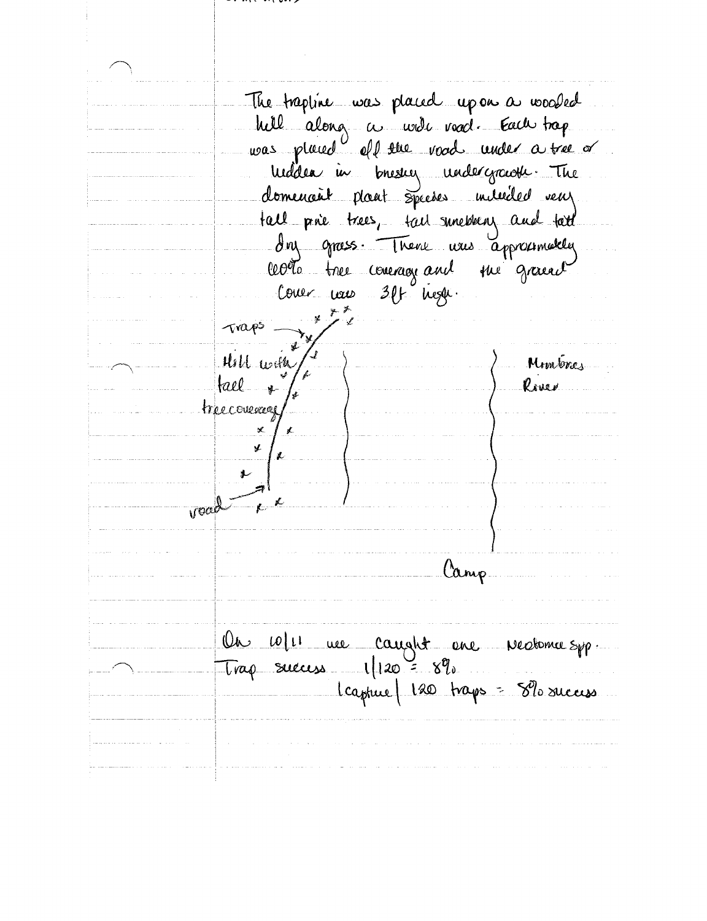The trapline was placed upon a wooded hill along a wide road. Each trap was placed off the road under a tree or hidden in brushy undergrowth. The dominant plant species included very tall pine trees, tall shrubbery and tall dry grass. There was approximately 60% tree coverage and the ground cover was 3ft high.

Traps

Hill with tall tree coverage

road

Mimbres River

Camp

On 10/11 we caught one Neotoma spp.
Trap success 1/120 = 8%
1 capture / 120 traps = 8% success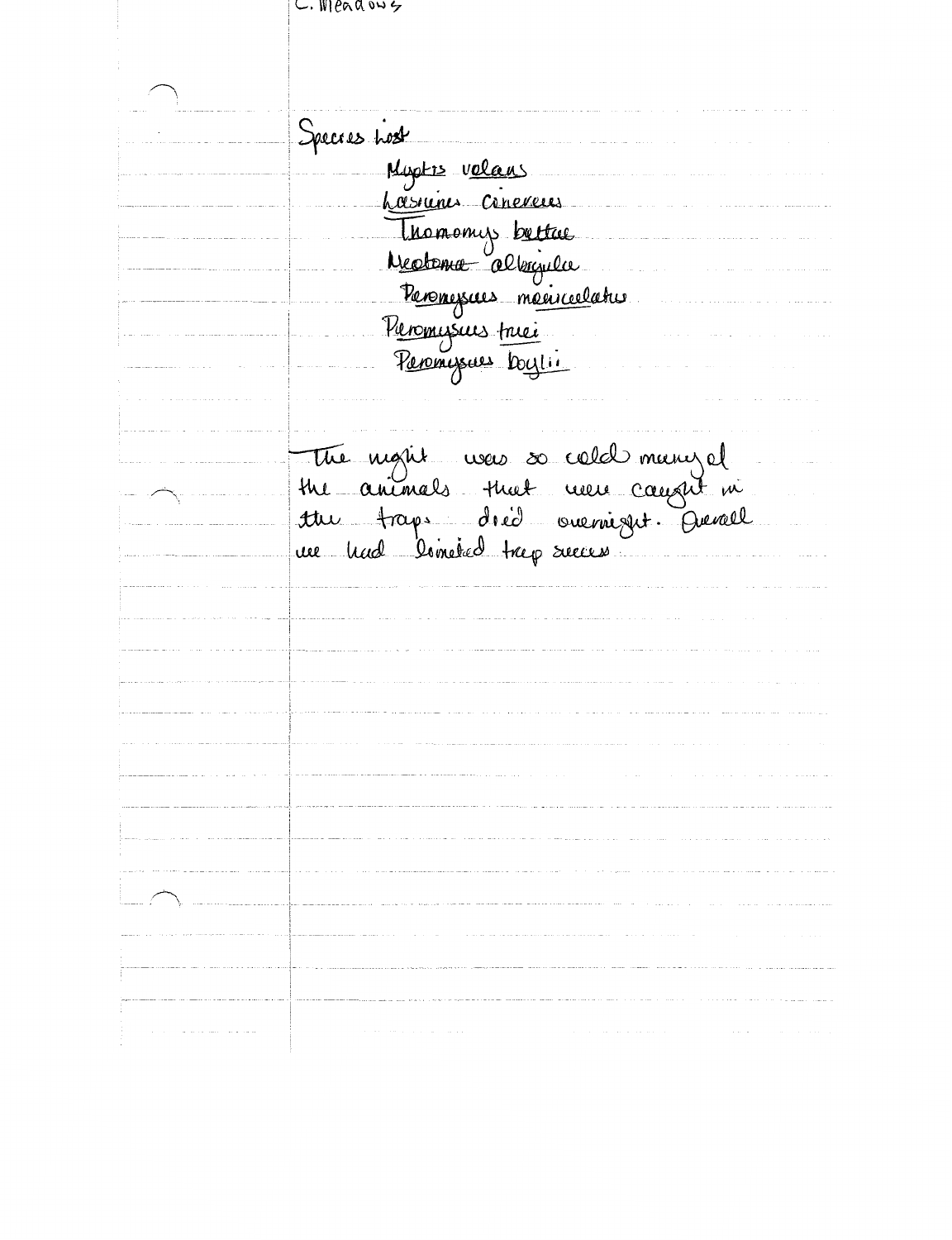C. Meadows

Species List

<u>Myotis</u> <u>volans</u>
<u>Lasiurus</u> <u>cinereus</u>
<u>Thomomys</u> <u>bottae</u>
<u>Neotoma</u> <u>albigula</u>
<u>Peromyscus</u> <u>maniculatus</u>
<u>Peromyscus</u> <u>truei</u>
<u>Peromyscus</u> <u>boylii</u>

The night was so cold many of the animals that were caught in the traps died overnight. Overall we had limited trap success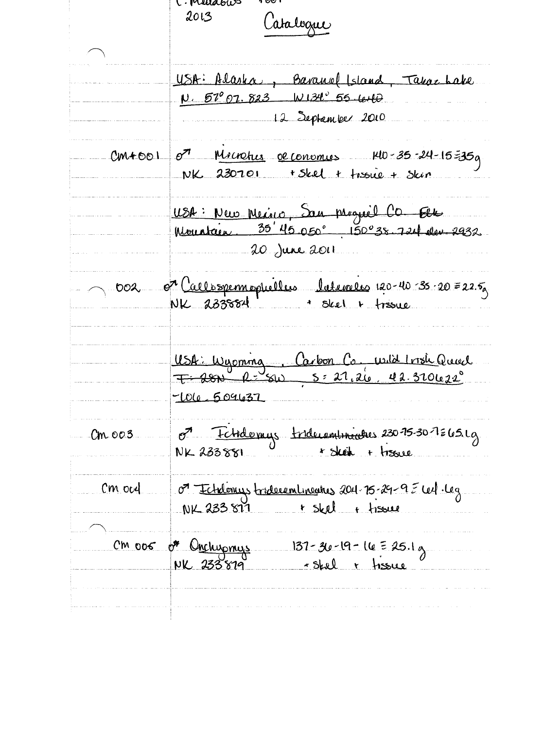C. Meadows 1001
2013 Catalogue

USA: Alaska, Baranof Island, Takaz Lake
N. 57° 07.823 W134° 55.640
12 September 2010

CM 001 ♂ Microtus oeconomus 140-35-24-15 = 35g
NK 230701 + Skel + tissue + Skin

USA: New Mexico, San Miguel Co. Elk Mountain. 35' 45.050° 150° 38.724 elev 2932
20 June 2011

002 ♂ Callospermophilus lateralis 120-40-35-20 = 22.5g
NK 233884 + Skel + tissue

USA: Wyoming, Carbon Co. Wild Irish Quad
T= 28N R= 81W S= 27, 26, 42.320622°
-106.509637

CM 003 ♂ Ictidomys tridecemlineatus 230-75-30-7 = 65.1g
NK 233881 + Skin + tissue

CM 004 ♂ Ictidomys tridecemlineatus 204-75-29-9 = 64.6g
NK 233877 + Skel + tissue

CM 005 ♂ Onchyomys 137-36-19-16 = 25.1g
NK 233879 + Skel + tissue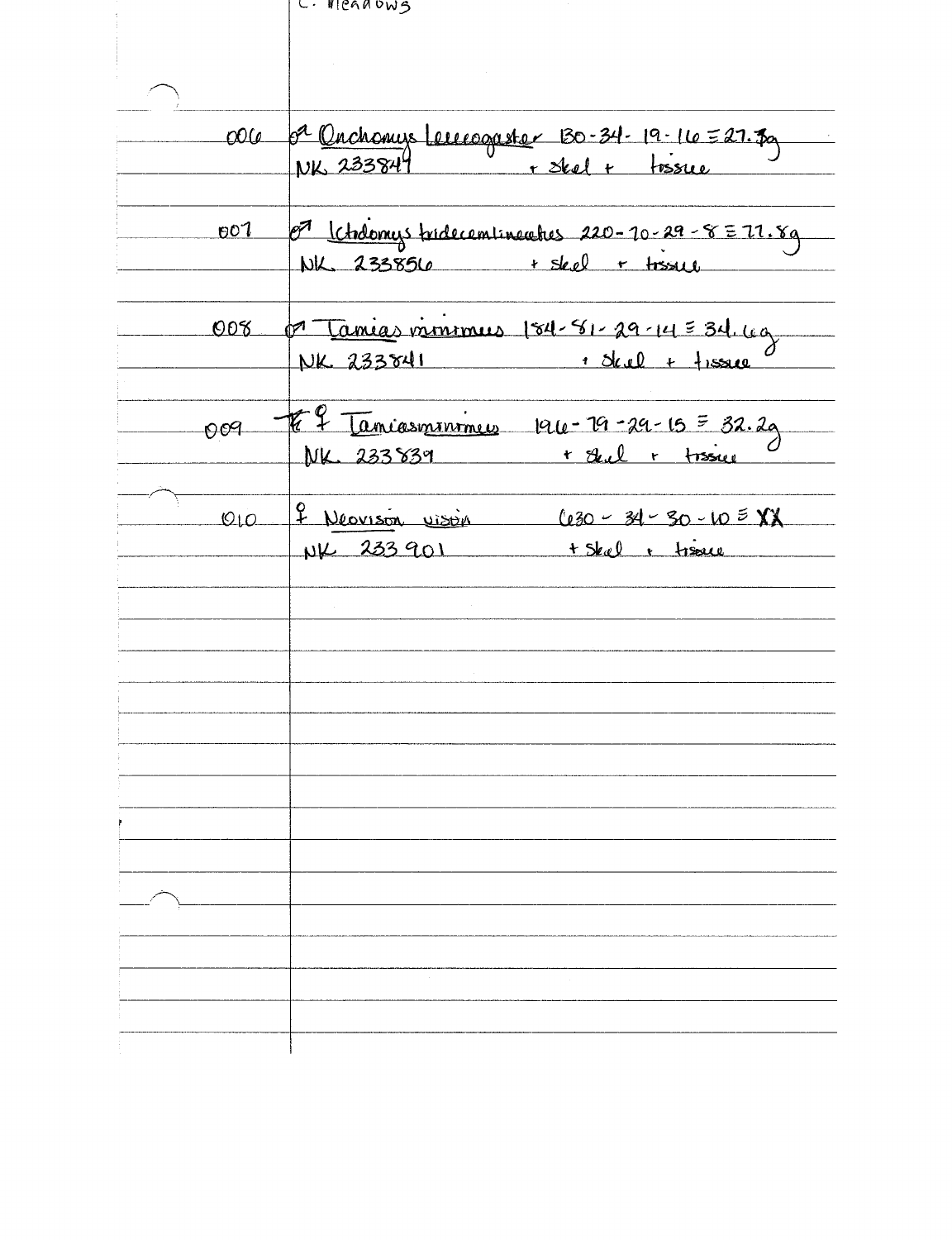C. Meadows

006 ♂ Onchomys leucogaster 130-34-19-16 ≡ 27.7g
NK 233849 + skel + tissue

007 ♂ Ictidomys tridecemlineatus 220-70-29-8 ≡ 77.8g
NK 233856 + skel + tissue

008 ♂ Tamias minimus 184-81-29-14 ≡ 34.6g
NK 233841 + skel + tissue

009 ~~F~~ ♀ Tamiasminimus 196-79-29-15 ≡ 32.2g
NK 233839 + skel + tissue

010 ♀ Neovison vison 630-34-30-10 ≡ XX
NK 233901 + skel + tissue